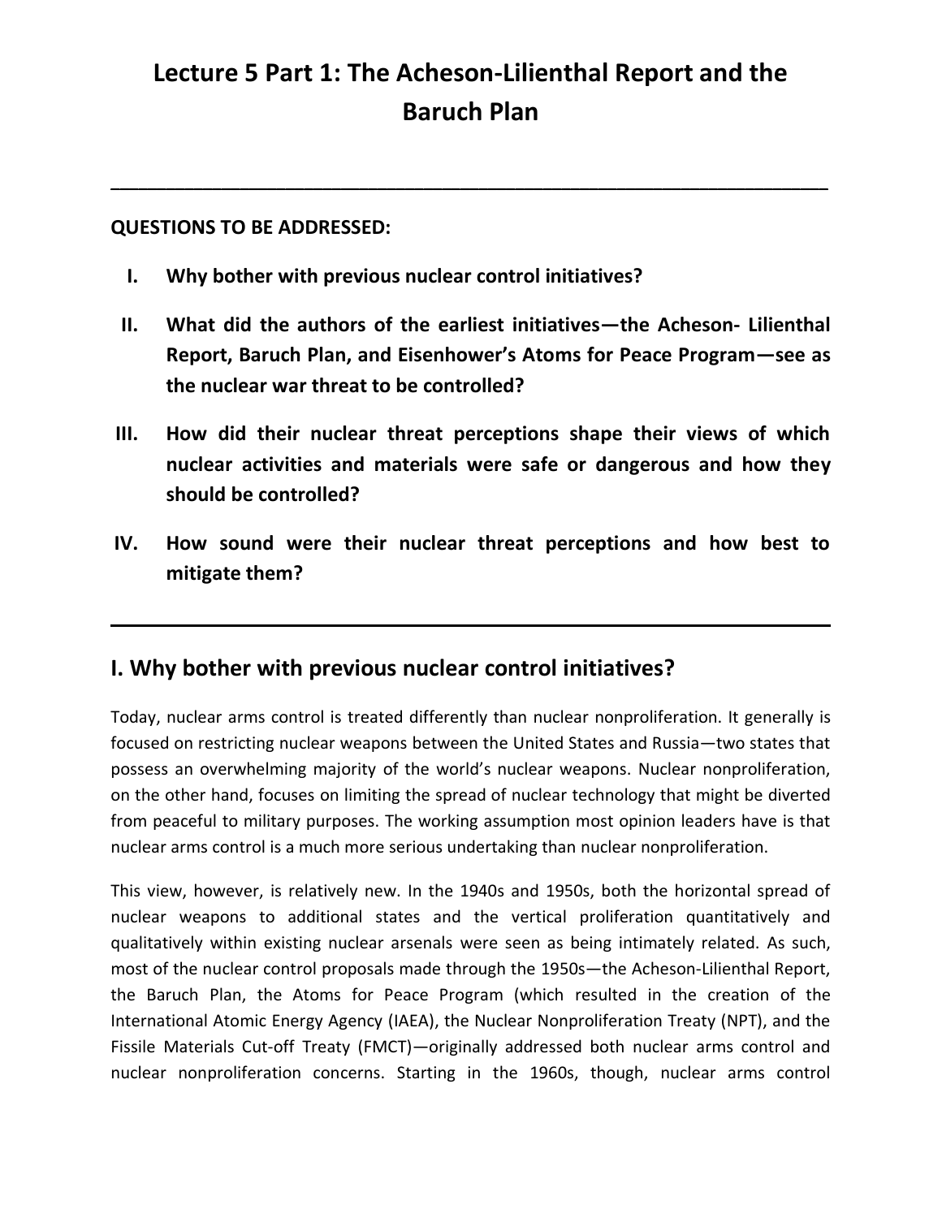# Lecture 5 Part 1: The Acheson-Lilienthal Report and the Baruch Plan

---

**QUESTIONS TO BE ADDRESSED:**

I. **Why bother with previous nuclear control initiatives?**

II. **What did the authors of the earliest initiatives—the Acheson- Lilienthal Report, Baruch Plan, and Eisenhower's Atoms for Peace Program—see as the nuclear war threat to be controlled?**

III. **How did their nuclear threat perceptions shape their views of which nuclear activities and materials were safe or dangerous and how they should be controlled?**

IV. **How sound were their nuclear threat perceptions and how best to mitigate them?**

---

## I. Why bother with previous nuclear control initiatives?

Today, nuclear arms control is treated differently than nuclear nonproliferation. It generally is focused on restricting nuclear weapons between the United States and Russia—two states that possess an overwhelming majority of the world's nuclear weapons. Nuclear nonproliferation, on the other hand, focuses on limiting the spread of nuclear technology that might be diverted from peaceful to military purposes. The working assumption most opinion leaders have is that nuclear arms control is a much more serious undertaking than nuclear nonproliferation.

This view, however, is relatively new. In the 1940s and 1950s, both the horizontal spread of nuclear weapons to additional states and the vertical proliferation quantitatively and qualitatively within existing nuclear arsenals were seen as being intimately related. As such, most of the nuclear control proposals made through the 1950s—the Acheson-Lilienthal Report, the Baruch Plan, the Atoms for Peace Program (which resulted in the creation of the International Atomic Energy Agency (IAEA), the Nuclear Nonproliferation Treaty (NPT), and the Fissile Materials Cut-off Treaty (FMCT)—originally addressed both nuclear arms control and nuclear nonproliferation concerns. Starting in the 1960s, though, nuclear arms control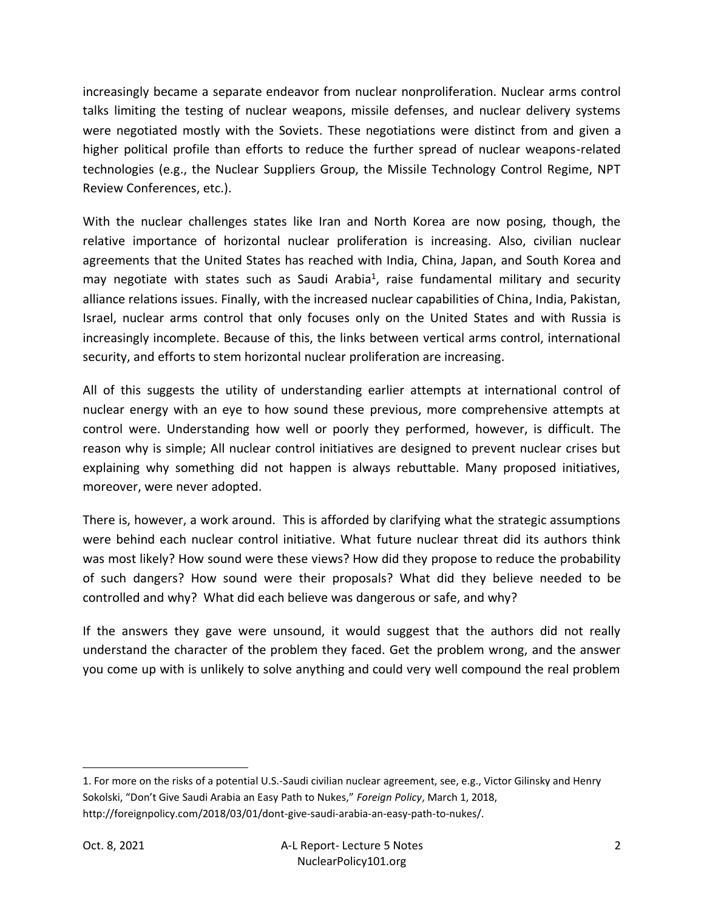increasingly became a separate endeavor from nuclear nonproliferation. Nuclear arms control talks limiting the testing of nuclear weapons, missile defenses, and nuclear delivery systems were negotiated mostly with the Soviets. These negotiations were distinct from and given a higher political profile than efforts to reduce the further spread of nuclear weapons-related technologies (e.g., the Nuclear Suppliers Group, the Missile Technology Control Regime, NPT Review Conferences, etc.).

With the nuclear challenges states like Iran and North Korea are now posing, though, the relative importance of horizontal nuclear proliferation is increasing. Also, civilian nuclear agreements that the United States has reached with India, China, Japan, and South Korea and may negotiate with states such as Saudi Arabia[1], raise fundamental military and security alliance relations issues. Finally, with the increased nuclear capabilities of China, India, Pakistan, Israel, nuclear arms control that only focuses only on the United States and with Russia is increasingly incomplete. Because of this, the links between vertical arms control, international security, and efforts to stem horizontal nuclear proliferation are increasing.

All of this suggests the utility of understanding earlier attempts at international control of nuclear energy with an eye to how sound these previous, more comprehensive attempts at control were. Understanding how well or poorly they performed, however, is difficult. The reason why is simple; All nuclear control initiatives are designed to prevent nuclear crises but explaining why something did not happen is always rebuttable. Many proposed initiatives, moreover, were never adopted.

There is, however, a work around. This is afforded by clarifying what the strategic assumptions were behind each nuclear control initiative. What future nuclear threat did its authors think was most likely? How sound were these views? How did they propose to reduce the probability of such dangers? How sound were their proposals? What did they believe needed to be controlled and why? What did each believe was dangerous or safe, and why?

If the answers they gave were unsound, it would suggest that the authors did not really understand the character of the problem they faced. Get the problem wrong, and the answer you come up with is unlikely to solve anything and could very well compound the real problem

1. For more on the risks of a potential U.S.-Saudi civilian nuclear agreement, see, e.g., Victor Gilinsky and Henry Sokolski, "Don't Give Saudi Arabia an Easy Path to Nukes," *Foreign Policy*, March 1, 2018, http://foreignpolicy.com/2018/03/01/dont-give-saudi-arabia-an-easy-path-to-nukes/.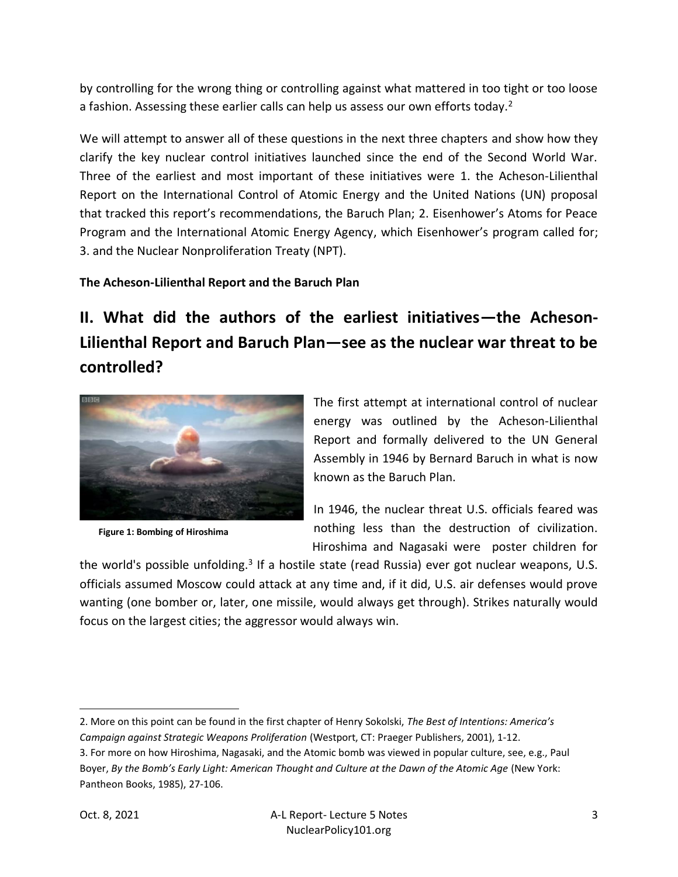by controlling for the wrong thing or controlling against what mattered in too tight or too loose a fashion. Assessing these earlier calls can help us assess our own efforts today.[2]

We will attempt to answer all of these questions in the next three chapters and show how they clarify the key nuclear control initiatives launched since the end of the Second World War. Three of the earliest and most important of these initiatives were 1. the Acheson-Lilienthal Report on the International Control of Atomic Energy and the United Nations (UN) proposal that tracked this report's recommendations, the Baruch Plan; 2. Eisenhower's Atoms for Peace Program and the International Atomic Energy Agency, which Eisenhower's program called for; 3. and the Nuclear Nonproliferation Treaty (NPT).

**The Acheson-Lilienthal Report and the Baruch Plan**

## II. What did the authors of the earliest initiatives—the Acheson-Lilienthal Report and Baruch Plan—see as the nuclear war threat to be controlled?

**Figure 1: Bombing of Hiroshima**

The first attempt at international control of nuclear energy was outlined by the Acheson-Lilienthal Report and formally delivered to the UN General Assembly in 1946 by Bernard Baruch in what is now known as the Baruch Plan.

In 1946, the nuclear threat U.S. officials feared was nothing less than the destruction of civilization. Hiroshima and Nagasaki were poster children for the world's possible unfolding.[3] If a hostile state (read Russia) ever got nuclear weapons, U.S. officials assumed Moscow could attack at any time and, if it did, U.S. air defenses would prove wanting (one bomber or, later, one missile, would always get through). Strikes naturally would focus on the largest cities; the aggressor would always win.

---

2. More on this point can be found in the first chapter of Henry Sokolski, *The Best of Intentions: America's Campaign against Strategic Weapons Proliferation* (Westport, CT: Praeger Publishers, 2001), 1-12.

3. For more on how Hiroshima, Nagasaki, and the Atomic bomb was viewed in popular culture, see, e.g., Paul Boyer, *By the Bomb's Early Light: American Thought and Culture at the Dawn of the Atomic Age* (New York: Pantheon Books, 1985), 27-106.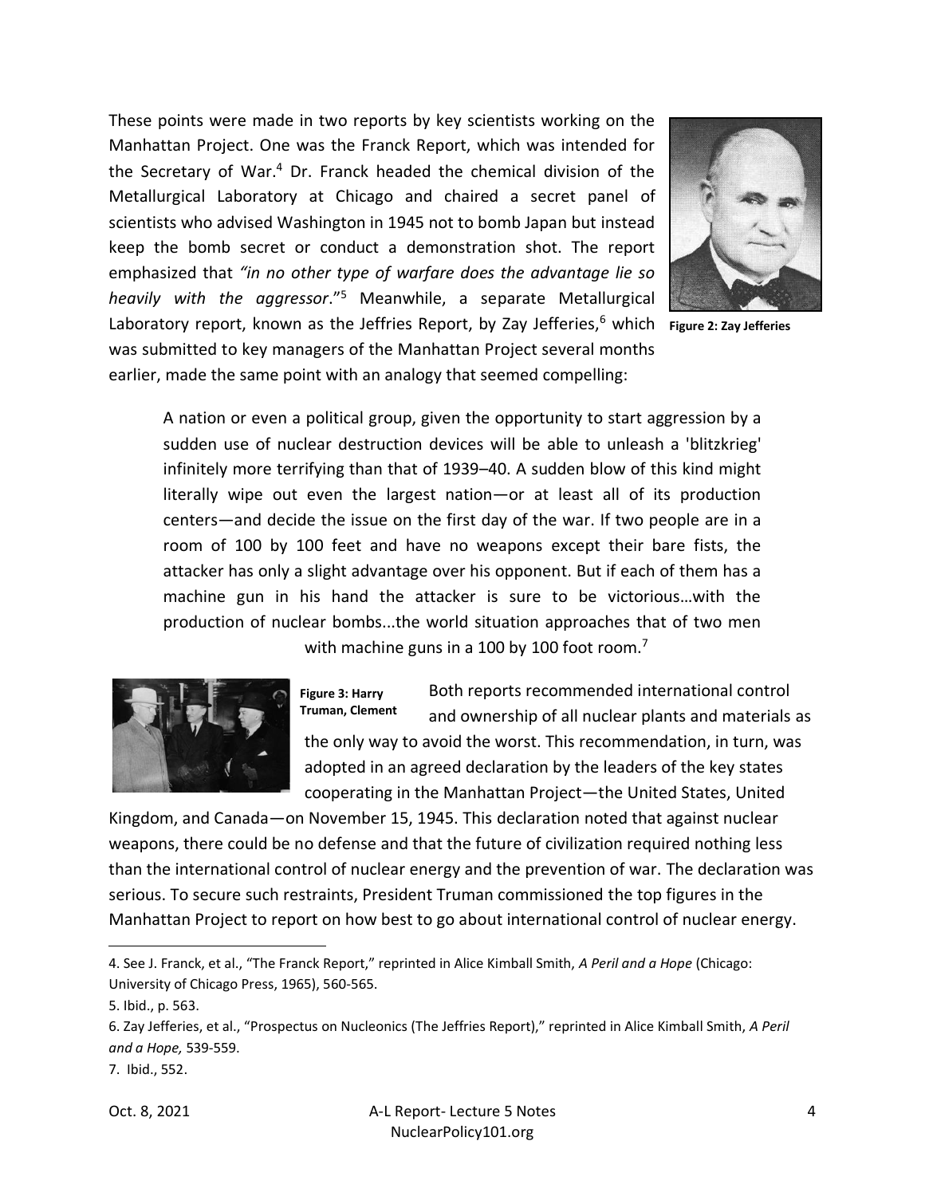These points were made in two reports by key scientists working on the Manhattan Project. One was the Franck Report, which was intended for the Secretary of War.[4] Dr. Franck headed the chemical division of the Metallurgical Laboratory at Chicago and chaired a secret panel of scientists who advised Washington in 1945 not to bomb Japan but instead keep the bomb secret or conduct a demonstration shot. The report emphasized that *"in no other type of warfare does the advantage lie so heavily with the aggressor*."[5] Meanwhile, a separate Metallurgical Laboratory report, known as the Jeffries Report, by Zay Jefferies,[6] which was submitted to key managers of the Manhattan Project several months earlier, made the same point with an analogy that seemed compelling:

**Figure 2: Zay Jefferies**

> A nation or even a political group, given the opportunity to start aggression by a sudden use of nuclear destruction devices will be able to unleash a 'blitzkrieg' infinitely more terrifying than that of 1939–40. A sudden blow of this kind might literally wipe out even the largest nation—or at least all of its production centers—and decide the issue on the first day of the war. If two people are in a room of 100 by 100 feet and have no weapons except their bare fists, the attacker has only a slight advantage over his opponent. But if each of them has a machine gun in his hand the attacker is sure to be victorious…with the production of nuclear bombs...the world situation approaches that of two men with machine guns in a 100 by 100 foot room.[7]

**Figure 3: Harry Truman, Clement**

Both reports recommended international control and ownership of all nuclear plants and materials as the only way to avoid the worst. This recommendation, in turn, was adopted in an agreed declaration by the leaders of the key states cooperating in the Manhattan Project—the United States, United Kingdom, and Canada—on November 15, 1945. This declaration noted that against nuclear weapons, there could be no defense and that the future of civilization required nothing less than the international control of nuclear energy and the prevention of war. The declaration was serious. To secure such restraints, President Truman commissioned the top figures in the Manhattan Project to report on how best to go about international control of nuclear energy.

---

4. See J. Franck, et al., "The Franck Report," reprinted in Alice Kimball Smith, *A Peril and a Hope* (Chicago: University of Chicago Press, 1965), 560-565.

5. Ibid., p. 563.

6. Zay Jefferies, et al., "Prospectus on Nucleonics (The Jeffries Report)," reprinted in Alice Kimball Smith, *A Peril and a Hope,* 539-559.

7. Ibid., 552.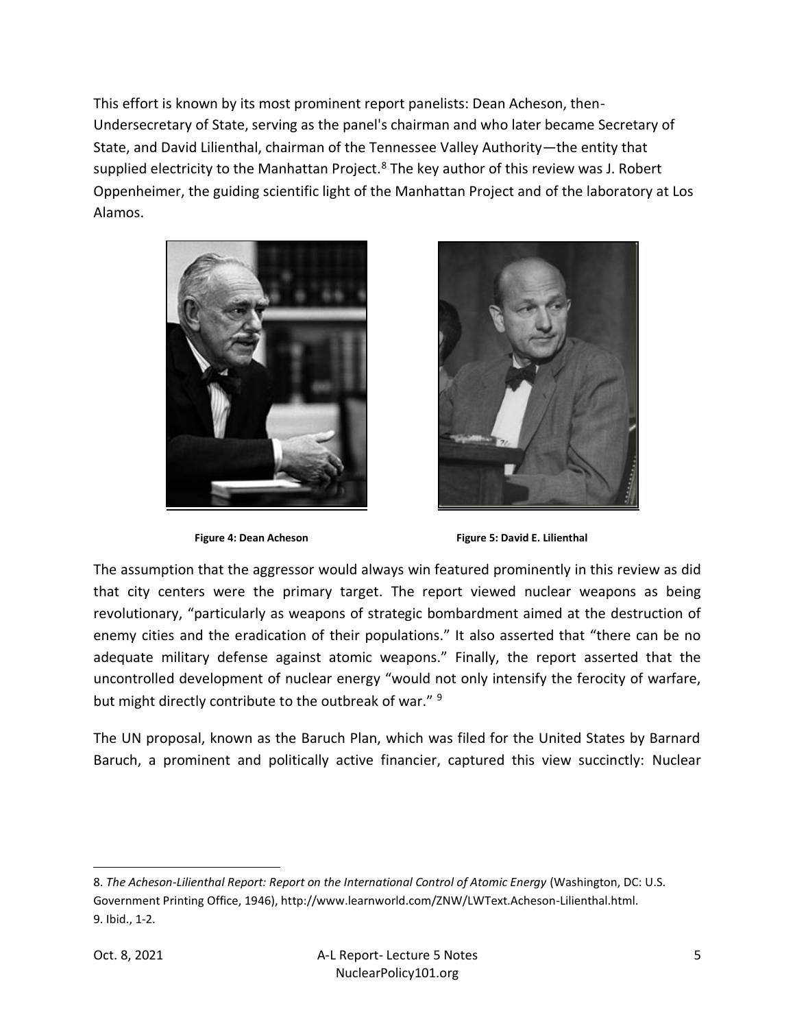This effort is known by its most prominent report panelists: Dean Acheson, then-Undersecretary of State, serving as the panel's chairman and who later became Secretary of State, and David Lilienthal, chairman of the Tennessee Valley Authority—the entity that supplied electricity to the Manhattan Project.[8] The key author of this review was J. Robert Oppenheimer, the guiding scientific light of the Manhattan Project and of the laboratory at Los Alamos.

**Figure 4: Dean Acheson**

**Figure 5: David E. Lilienthal**

The assumption that the aggressor would always win featured prominently in this review as did that city centers were the primary target. The report viewed nuclear weapons as being revolutionary, "particularly as weapons of strategic bombardment aimed at the destruction of enemy cities and the eradication of their populations." It also asserted that "there can be no adequate military defense against atomic weapons." Finally, the report asserted that the uncontrolled development of nuclear energy "would not only intensify the ferocity of warfare, but might directly contribute to the outbreak of war." [9]

The UN proposal, known as the Baruch Plan, which was filed for the United States by Barnard Baruch, a prominent and politically active financier, captured this view succinctly: Nuclear

---

8. *The Acheson-Lilienthal Report: Report on the International Control of Atomic Energy* (Washington, DC: U.S. Government Printing Office, 1946), http://www.learnworld.com/ZNW/LWText.Acheson-Lilienthal.html.
9. Ibid., 1-2.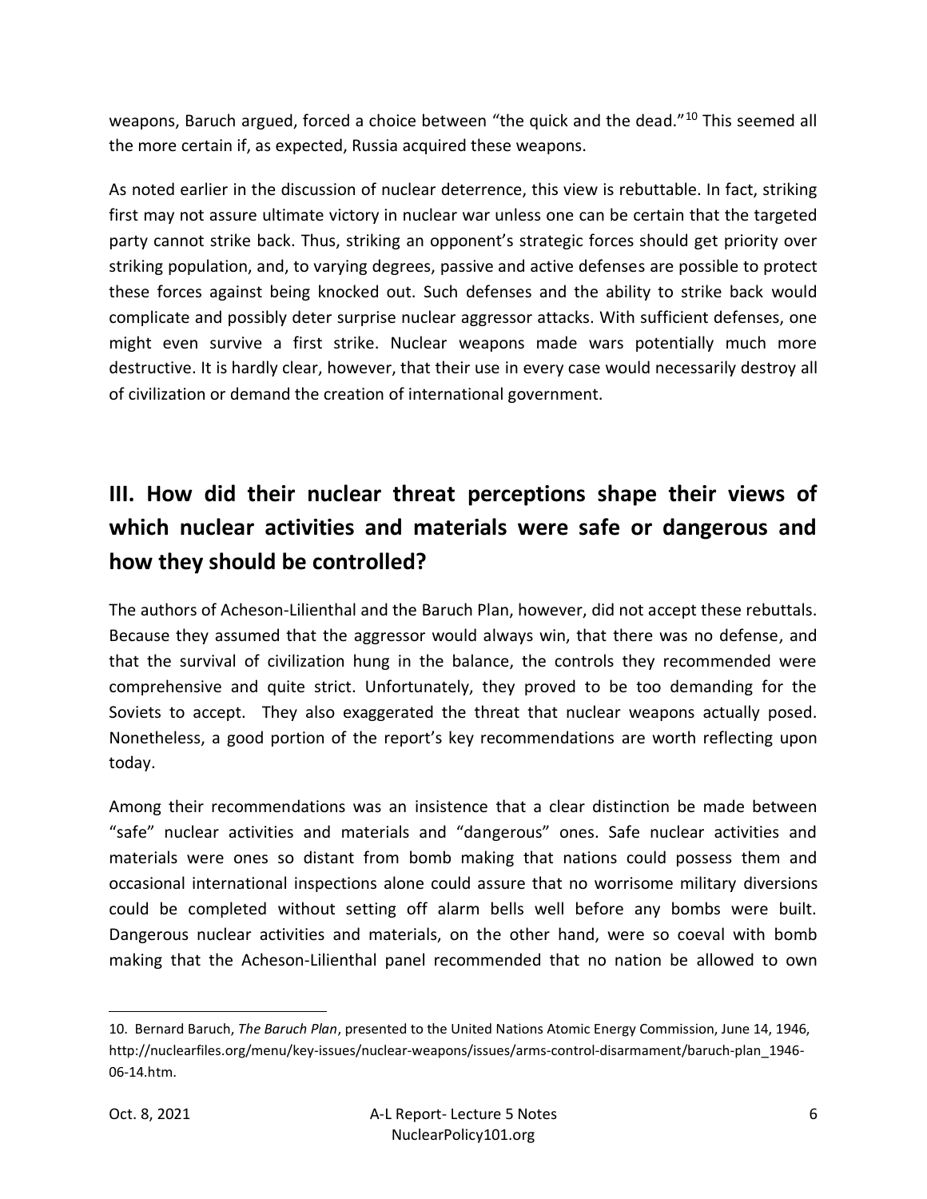weapons, Baruch argued, forced a choice between "the quick and the dead."[10] This seemed all the more certain if, as expected, Russia acquired these weapons.

As noted earlier in the discussion of nuclear deterrence, this view is rebuttable. In fact, striking first may not assure ultimate victory in nuclear war unless one can be certain that the targeted party cannot strike back. Thus, striking an opponent's strategic forces should get priority over striking population, and, to varying degrees, passive and active defenses are possible to protect these forces against being knocked out. Such defenses and the ability to strike back would complicate and possibly deter surprise nuclear aggressor attacks. With sufficient defenses, one might even survive a first strike. Nuclear weapons made wars potentially much more destructive. It is hardly clear, however, that their use in every case would necessarily destroy all of civilization or demand the creation of international government.

## III. How did their nuclear threat perceptions shape their views of which nuclear activities and materials were safe or dangerous and how they should be controlled?

The authors of Acheson-Lilienthal and the Baruch Plan, however, did not accept these rebuttals. Because they assumed that the aggressor would always win, that there was no defense, and that the survival of civilization hung in the balance, the controls they recommended were comprehensive and quite strict. Unfortunately, they proved to be too demanding for the Soviets to accept. They also exaggerated the threat that nuclear weapons actually posed. Nonetheless, a good portion of the report's key recommendations are worth reflecting upon today.

Among their recommendations was an insistence that a clear distinction be made between "safe" nuclear activities and materials and "dangerous" ones. Safe nuclear activities and materials were ones so distant from bomb making that nations could possess them and occasional international inspections alone could assure that no worrisome military diversions could be completed without setting off alarm bells well before any bombs were built. Dangerous nuclear activities and materials, on the other hand, were so coeval with bomb making that the Acheson-Lilienthal panel recommended that no nation be allowed to own

---

10. Bernard Baruch, *The Baruch Plan*, presented to the United Nations Atomic Energy Commission, June 14, 1946, http://nuclearfiles.org/menu/key-issues/nuclear-weapons/issues/arms-control-disarmament/baruch-plan_1946-06-14.htm.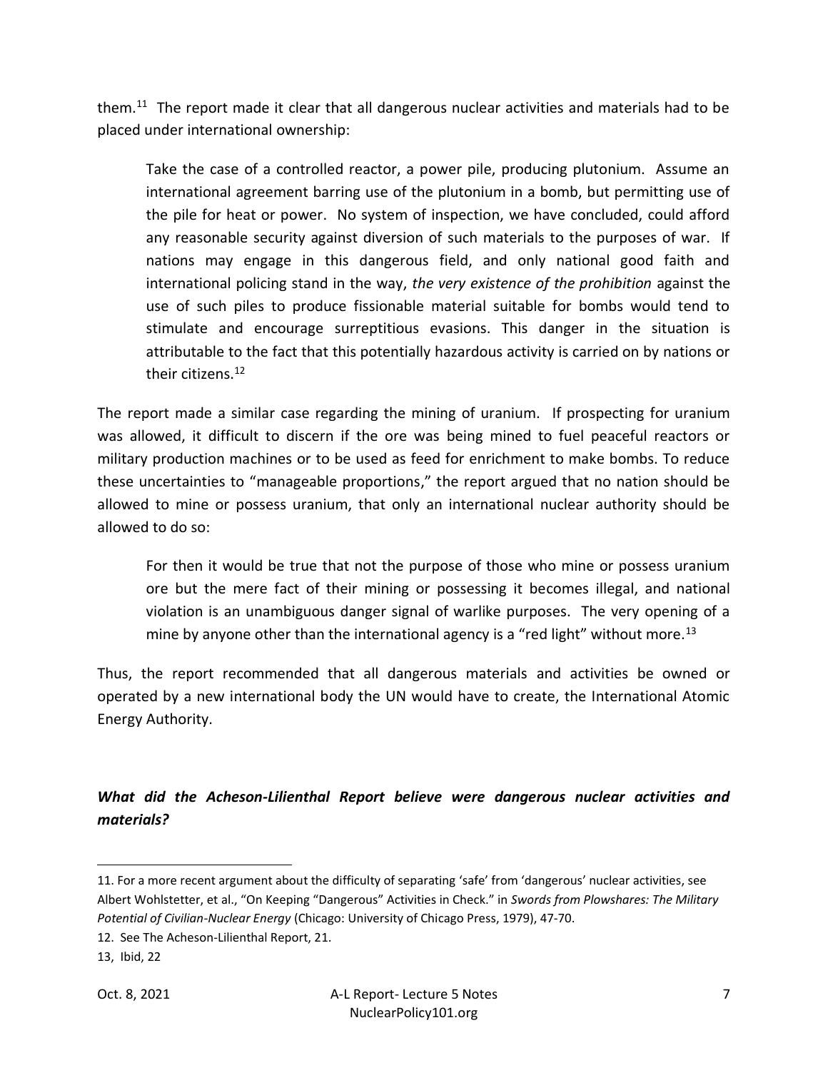them.[11] The report made it clear that all dangerous nuclear activities and materials had to be placed under international ownership:

> Take the case of a controlled reactor, a power pile, producing plutonium. Assume an international agreement barring use of the plutonium in a bomb, but permitting use of the pile for heat or power. No system of inspection, we have concluded, could afford any reasonable security against diversion of such materials to the purposes of war. If nations may engage in this dangerous field, and only national good faith and international policing stand in the way, *the very existence of the prohibition* against the use of such piles to produce fissionable material suitable for bombs would tend to stimulate and encourage surreptitious evasions. This danger in the situation is attributable to the fact that this potentially hazardous activity is carried on by nations or their citizens.[12]

The report made a similar case regarding the mining of uranium. If prospecting for uranium was allowed, it difficult to discern if the ore was being mined to fuel peaceful reactors or military production machines or to be used as feed for enrichment to make bombs. To reduce these uncertainties to "manageable proportions," the report argued that no nation should be allowed to mine or possess uranium, that only an international nuclear authority should be allowed to do so:

> For then it would be true that not the purpose of those who mine or possess uranium ore but the mere fact of their mining or possessing it becomes illegal, and national violation is an unambiguous danger signal of warlike purposes. The very opening of a mine by anyone other than the international agency is a "red light" without more.[13]

Thus, the report recommended that all dangerous materials and activities be owned or operated by a new international body the UN would have to create, the International Atomic Energy Authority.

### *What did the Acheson-Lilienthal Report believe were dangerous nuclear activities and materials?*

---

11. For a more recent argument about the difficulty of separating 'safe' from 'dangerous' nuclear activities, see Albert Wohlstetter, et al., "On Keeping "Dangerous" Activities in Check." in *Swords from Plowshares: The Military Potential of Civilian-Nuclear Energy* (Chicago: University of Chicago Press, 1979), 47-70.

12. See The Acheson-Lilienthal Report, 21.

13, Ibid, 22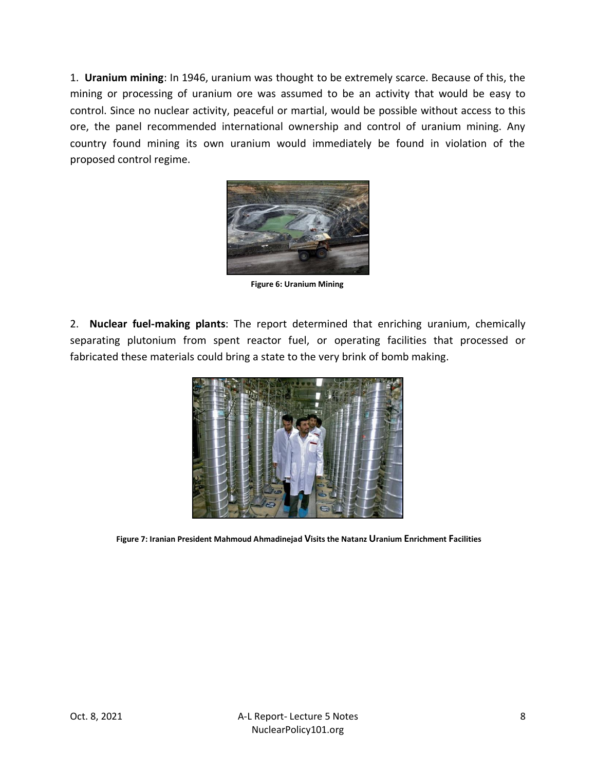1. **Uranium mining**: In 1946, uranium was thought to be extremely scarce. Because of this, the mining or processing of uranium ore was assumed to be an activity that would be easy to control. Since no nuclear activity, peaceful or martial, would be possible without access to this ore, the panel recommended international ownership and control of uranium mining. Any country found mining its own uranium would immediately be found in violation of the proposed control regime.

**Figure 6: Uranium Mining**

2. **Nuclear fuel-making plants**: The report determined that enriching uranium, chemically separating plutonium from spent reactor fuel, or operating facilities that processed or fabricated these materials could bring a state to the very brink of bomb making.

**Figure 7: Iranian President Mahmoud Ahmadinejad Visits the Natanz Uranium Enrichment Facilities**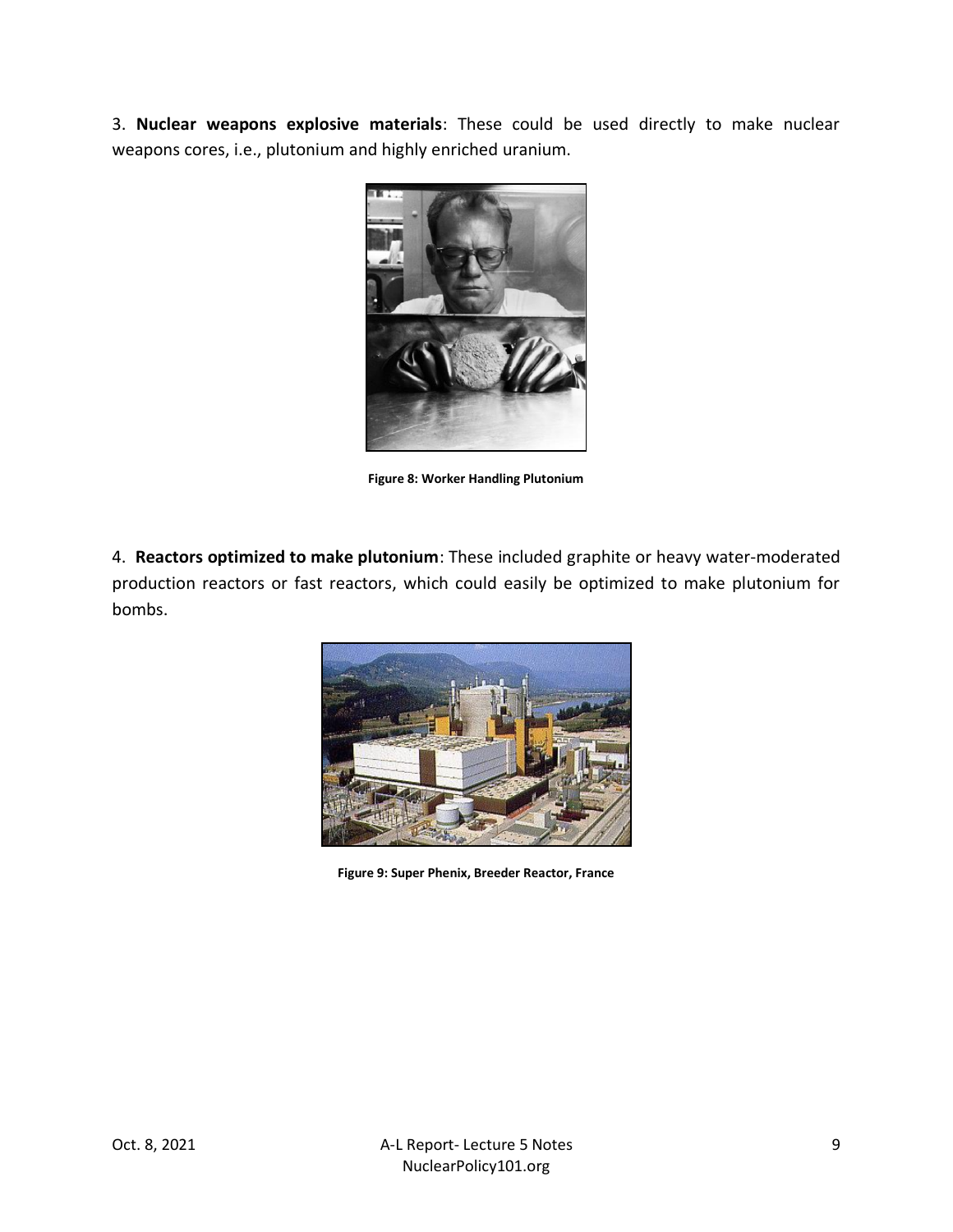3. **Nuclear weapons explosive materials**: These could be used directly to make nuclear weapons cores, i.e., plutonium and highly enriched uranium.

**Figure 8: Worker Handling Plutonium**

4. **Reactors optimized to make plutonium**: These included graphite or heavy water-moderated production reactors or fast reactors, which could easily be optimized to make plutonium for bombs.

**Figure 9: Super Phenix, Breeder Reactor, France**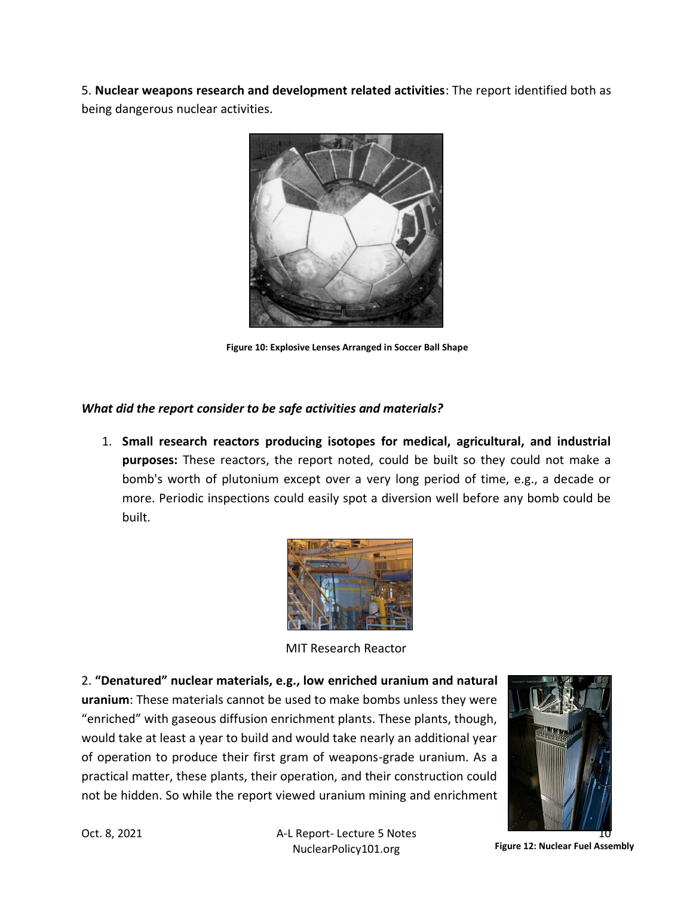5. **Nuclear weapons research and development related activities**: The report identified both as being dangerous nuclear activities.

**Figure 10: Explosive Lenses Arranged in Soccer Ball Shape**

***What did the report consider to be safe activities and materials?***

1. **Small research reactors producing isotopes for medical, agricultural, and industrial purposes:** These reactors, the report noted, could be built so they could not make a bomb's worth of plutonium except over a very long period of time, e.g., a decade or more. Periodic inspections could easily spot a diversion well before any bomb could be built.

MIT Research Reactor

2. **"Denatured" nuclear materials, e.g., low enriched uranium and natural uranium**: These materials cannot be used to make bombs unless they were "enriched" with gaseous diffusion enrichment plants. These plants, though, would take at least a year to build and would take nearly an additional year of operation to produce their first gram of weapons-grade uranium. As a practical matter, these plants, their operation, and their construction could not be hidden. So while the report viewed uranium mining and enrichment

**Figure 12: Nuclear Fuel Assembly**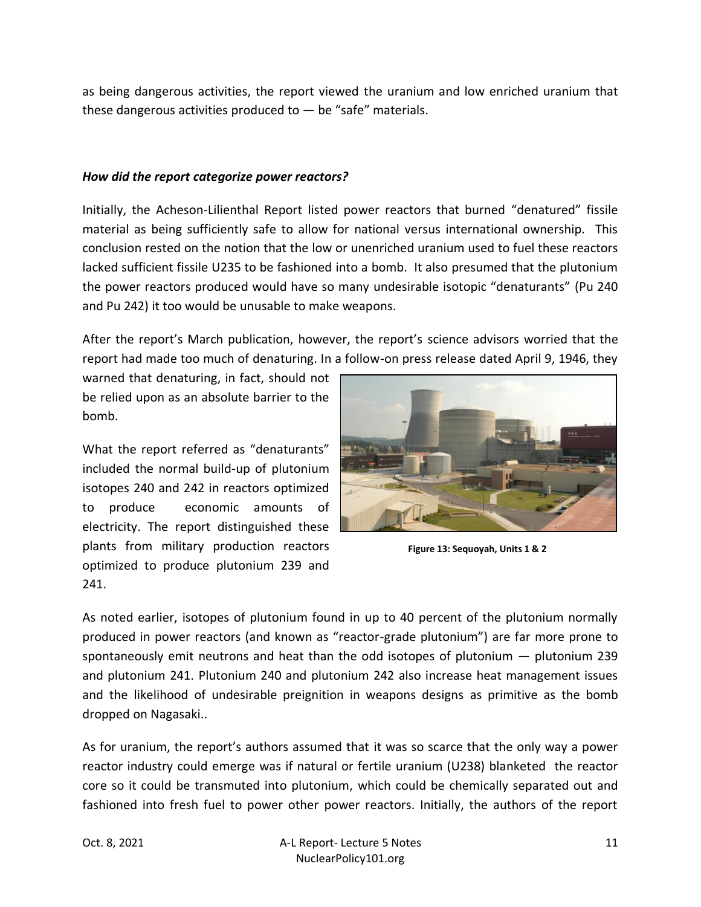as being dangerous activities, the report viewed the uranium and low enriched uranium that these dangerous activities produced to — be "safe" materials.

### *How did the report categorize power reactors?*

Initially, the Acheson-Lilienthal Report listed power reactors that burned "denatured" fissile material as being sufficiently safe to allow for national versus international ownership. This conclusion rested on the notion that the low or unenriched uranium used to fuel these reactors lacked sufficient fissile U235 to be fashioned into a bomb. It also presumed that the plutonium the power reactors produced would have so many undesirable isotopic "denaturants" (Pu 240 and Pu 242) it too would be unusable to make weapons.

After the report's March publication, however, the report's science advisors worried that the report had made too much of denaturing. In a follow-on press release dated April 9, 1946, they warned that denaturing, in fact, should not be relied upon as an absolute barrier to the bomb.

What the report referred as "denaturants" included the normal build-up of plutonium isotopes 240 and 242 in reactors optimized to produce economic amounts of electricity. The report distinguished these plants from military production reactors optimized to produce plutonium 239 and 241.

**Figure 13: Sequoyah, Units 1 & 2**

As noted earlier, isotopes of plutonium found in up to 40 percent of the plutonium normally produced in power reactors (and known as "reactor-grade plutonium") are far more prone to spontaneously emit neutrons and heat than the odd isotopes of plutonium — plutonium 239 and plutonium 241. Plutonium 240 and plutonium 242 also increase heat management issues and the likelihood of undesirable preignition in weapons designs as primitive as the bomb dropped on Nagasaki..

As for uranium, the report's authors assumed that it was so scarce that the only way a power reactor industry could emerge was if natural or fertile uranium (U238) blanketed the reactor core so it could be transmuted into plutonium, which could be chemically separated out and fashioned into fresh fuel to power other power reactors. Initially, the authors of the report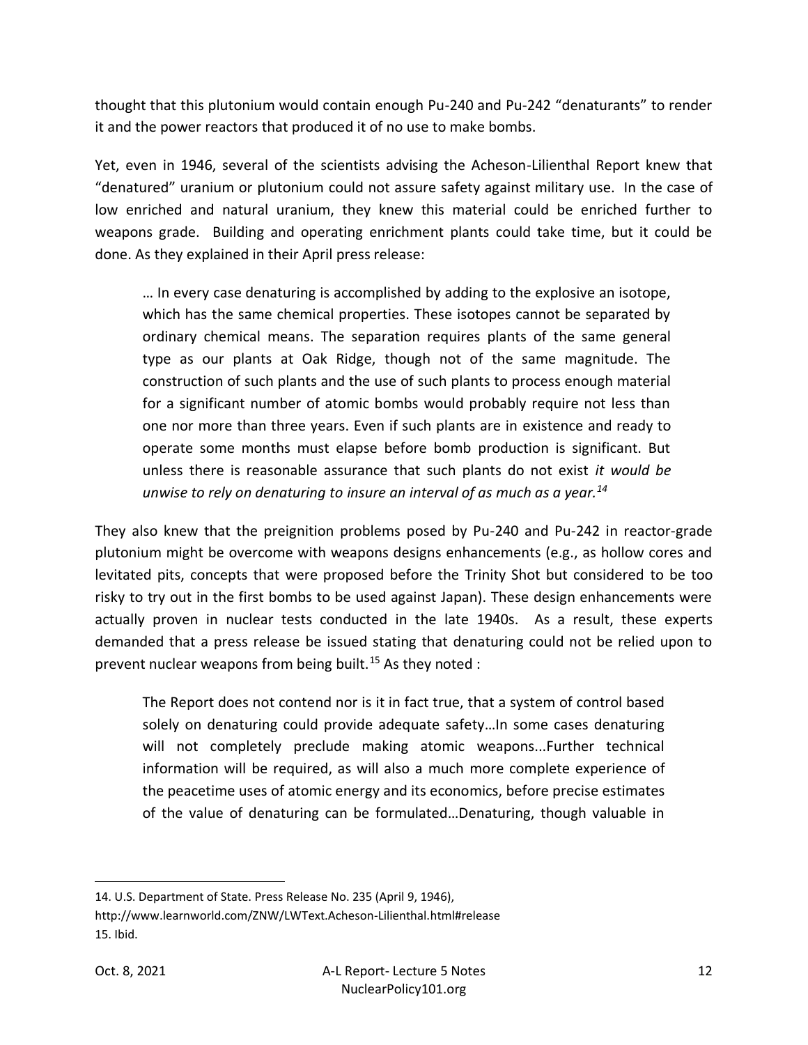thought that this plutonium would contain enough Pu-240 and Pu-242 "denaturants" to render it and the power reactors that produced it of no use to make bombs.

Yet, even in 1946, several of the scientists advising the Acheson-Lilienthal Report knew that "denatured" uranium or plutonium could not assure safety against military use. In the case of low enriched and natural uranium, they knew this material could be enriched further to weapons grade. Building and operating enrichment plants could take time, but it could be done. As they explained in their April press release:

> … In every case denaturing is accomplished by adding to the explosive an isotope, which has the same chemical properties. These isotopes cannot be separated by ordinary chemical means. The separation requires plants of the same general type as our plants at Oak Ridge, though not of the same magnitude. The construction of such plants and the use of such plants to process enough material for a significant number of atomic bombs would probably require not less than one nor more than three years. Even if such plants are in existence and ready to operate some months must elapse before bomb production is significant. But unless there is reasonable assurance that such plants do not exist *it would be unwise to rely on denaturing to insure an interval of as much as a year.*[14]

They also knew that the preignition problems posed by Pu-240 and Pu-242 in reactor-grade plutonium might be overcome with weapons designs enhancements (e.g., as hollow cores and levitated pits, concepts that were proposed before the Trinity Shot but considered to be too risky to try out in the first bombs to be used against Japan). These design enhancements were actually proven in nuclear tests conducted in the late 1940s. As a result, these experts demanded that a press release be issued stating that denaturing could not be relied upon to prevent nuclear weapons from being built.[15] As they noted :

> The Report does not contend nor is it in fact true, that a system of control based solely on denaturing could provide adequate safety…In some cases denaturing will not completely preclude making atomic weapons...Further technical information will be required, as will also a much more complete experience of the peacetime uses of atomic energy and its economics, before precise estimates of the value of denaturing can be formulated…Denaturing, though valuable in

---

14. U.S. Department of State. Press Release No. 235 (April 9, 1946), http://www.learnworld.com/ZNW/LWText.Acheson-Lilienthal.html#release
15. Ibid.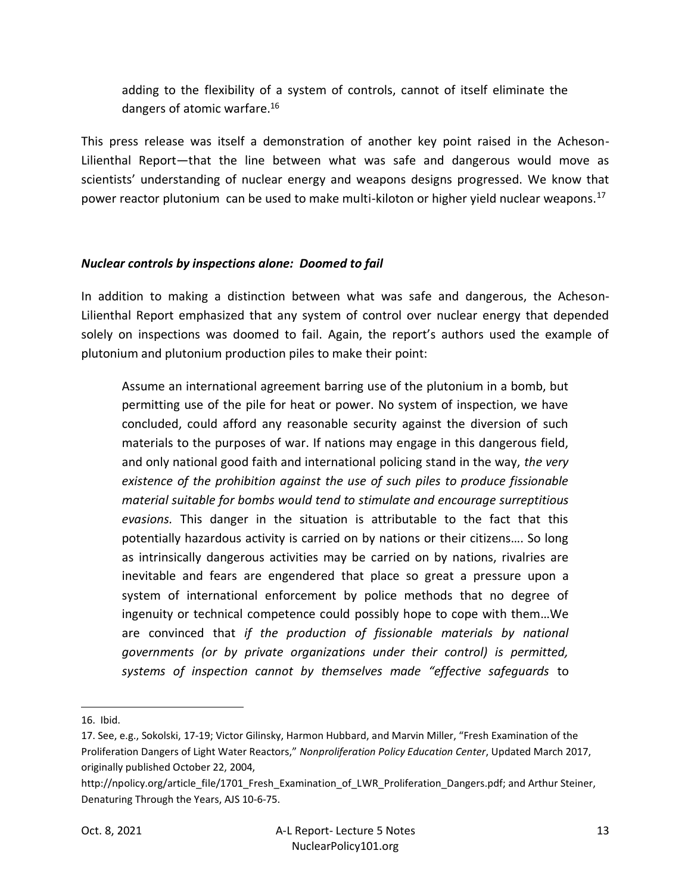> adding to the flexibility of a system of controls, cannot of itself eliminate the dangers of atomic warfare.[16]

This press release was itself a demonstration of another key point raised in the Acheson-Lilienthal Report—that the line between what was safe and dangerous would move as scientists' understanding of nuclear energy and weapons designs progressed. We know that power reactor plutonium can be used to make multi-kiloton or higher yield nuclear weapons.[17]

### *Nuclear controls by inspections alone: Doomed to fail*

In addition to making a distinction between what was safe and dangerous, the Acheson-Lilienthal Report emphasized that any system of control over nuclear energy that depended solely on inspections was doomed to fail. Again, the report's authors used the example of plutonium and plutonium production piles to make their point:

> Assume an international agreement barring use of the plutonium in a bomb, but permitting use of the pile for heat or power. No system of inspection, we have concluded, could afford any reasonable security against the diversion of such materials to the purposes of war. If nations may engage in this dangerous field, and only national good faith and international policing stand in the way, *the very existence of the prohibition against the use of such piles to produce fissionable material suitable for bombs would tend to stimulate and encourage surreptitious evasions.* This danger in the situation is attributable to the fact that this potentially hazardous activity is carried on by nations or their citizens…. So long as intrinsically dangerous activities may be carried on by nations, rivalries are inevitable and fears are engendered that place so great a pressure upon a system of international enforcement by police methods that no degree of ingenuity or technical competence could possibly hope to cope with them…We are convinced that *if the production of fissionable materials by national governments (or by private organizations under their control) is permitted, systems of inspection cannot by themselves made "effective safeguards* to

---

16. Ibid.

17. See, e.g., Sokolski, 17-19; Victor Gilinsky, Harmon Hubbard, and Marvin Miller, "Fresh Examination of the Proliferation Dangers of Light Water Reactors," *Nonproliferation Policy Education Center*, Updated March 2017, originally published October 22, 2004, http://npolicy.org/article_file/1701_Fresh_Examination_of_LWR_Proliferation_Dangers.pdf; and Arthur Steiner, Denaturing Through the Years, AJS 10-6-75.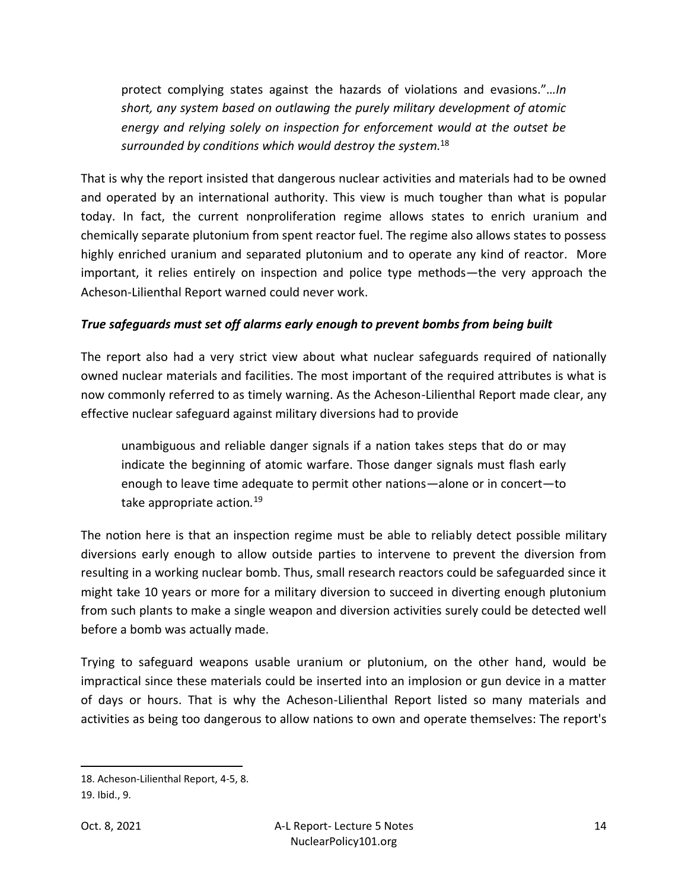protect complying states against the hazards of violations and evasions."*…In short, any system based on outlawing the purely military development of atomic energy and relying solely on inspection for enforcement would at the outset be surrounded by conditions which would destroy the system.*[18]

That is why the report insisted that dangerous nuclear activities and materials had to be owned and operated by an international authority. This view is much tougher than what is popular today. In fact, the current nonproliferation regime allows states to enrich uranium and chemically separate plutonium from spent reactor fuel. The regime also allows states to possess highly enriched uranium and separated plutonium and to operate any kind of reactor. More important, it relies entirely on inspection and police type methods—the very approach the Acheson-Lilienthal Report warned could never work.

***True safeguards must set off alarms early enough to prevent bombs from being built***

The report also had a very strict view about what nuclear safeguards required of nationally owned nuclear materials and facilities. The most important of the required attributes is what is now commonly referred to as timely warning. As the Acheson-Lilienthal Report made clear, any effective nuclear safeguard against military diversions had to provide

> unambiguous and reliable danger signals if a nation takes steps that do or may indicate the beginning of atomic warfare. Those danger signals must flash early enough to leave time adequate to permit other nations—alone or in concert—to take appropriate action.[19]

The notion here is that an inspection regime must be able to reliably detect possible military diversions early enough to allow outside parties to intervene to prevent the diversion from resulting in a working nuclear bomb. Thus, small research reactors could be safeguarded since it might take 10 years or more for a military diversion to succeed in diverting enough plutonium from such plants to make a single weapon and diversion activities surely could be detected well before a bomb was actually made.

Trying to safeguard weapons usable uranium or plutonium, on the other hand, would be impractical since these materials could be inserted into an implosion or gun device in a matter of days or hours. That is why the Acheson-Lilienthal Report listed so many materials and activities as being too dangerous to allow nations to own and operate themselves: The report's

---

18. Acheson-Lilienthal Report, 4-5, 8.

19. Ibid., 9.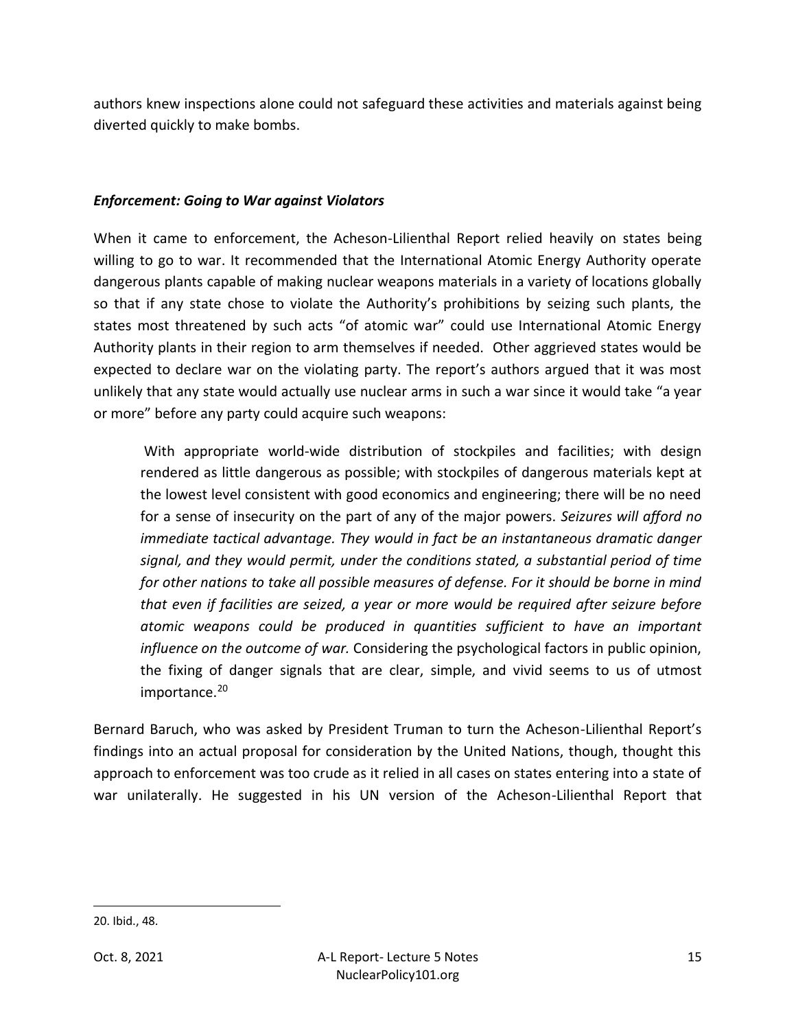authors knew inspections alone could not safeguard these activities and materials against being diverted quickly to make bombs.

### *Enforcement: Going to War against Violators*

When it came to enforcement, the Acheson-Lilienthal Report relied heavily on states being willing to go to war. It recommended that the International Atomic Energy Authority operate dangerous plants capable of making nuclear weapons materials in a variety of locations globally so that if any state chose to violate the Authority's prohibitions by seizing such plants, the states most threatened by such acts "of atomic war" could use International Atomic Energy Authority plants in their region to arm themselves if needed. Other aggrieved states would be expected to declare war on the violating party. The report's authors argued that it was most unlikely that any state would actually use nuclear arms in such a war since it would take "a year or more" before any party could acquire such weapons:

> With appropriate world-wide distribution of stockpiles and facilities; with design rendered as little dangerous as possible; with stockpiles of dangerous materials kept at the lowest level consistent with good economics and engineering; there will be no need for a sense of insecurity on the part of any of the major powers. *Seizures will afford no immediate tactical advantage. They would in fact be an instantaneous dramatic danger signal, and they would permit, under the conditions stated, a substantial period of time for other nations to take all possible measures of defense. For it should be borne in mind that even if facilities are seized, a year or more would be required after seizure before atomic weapons could be produced in quantities sufficient to have an important influence on the outcome of war.* Considering the psychological factors in public opinion, the fixing of danger signals that are clear, simple, and vivid seems to us of utmost importance.[20]

Bernard Baruch, who was asked by President Truman to turn the Acheson-Lilienthal Report's findings into an actual proposal for consideration by the United Nations, though, thought this approach to enforcement was too crude as it relied in all cases on states entering into a state of war unilaterally. He suggested in his UN version of the Acheson-Lilienthal Report that

---

20. Ibid., 48.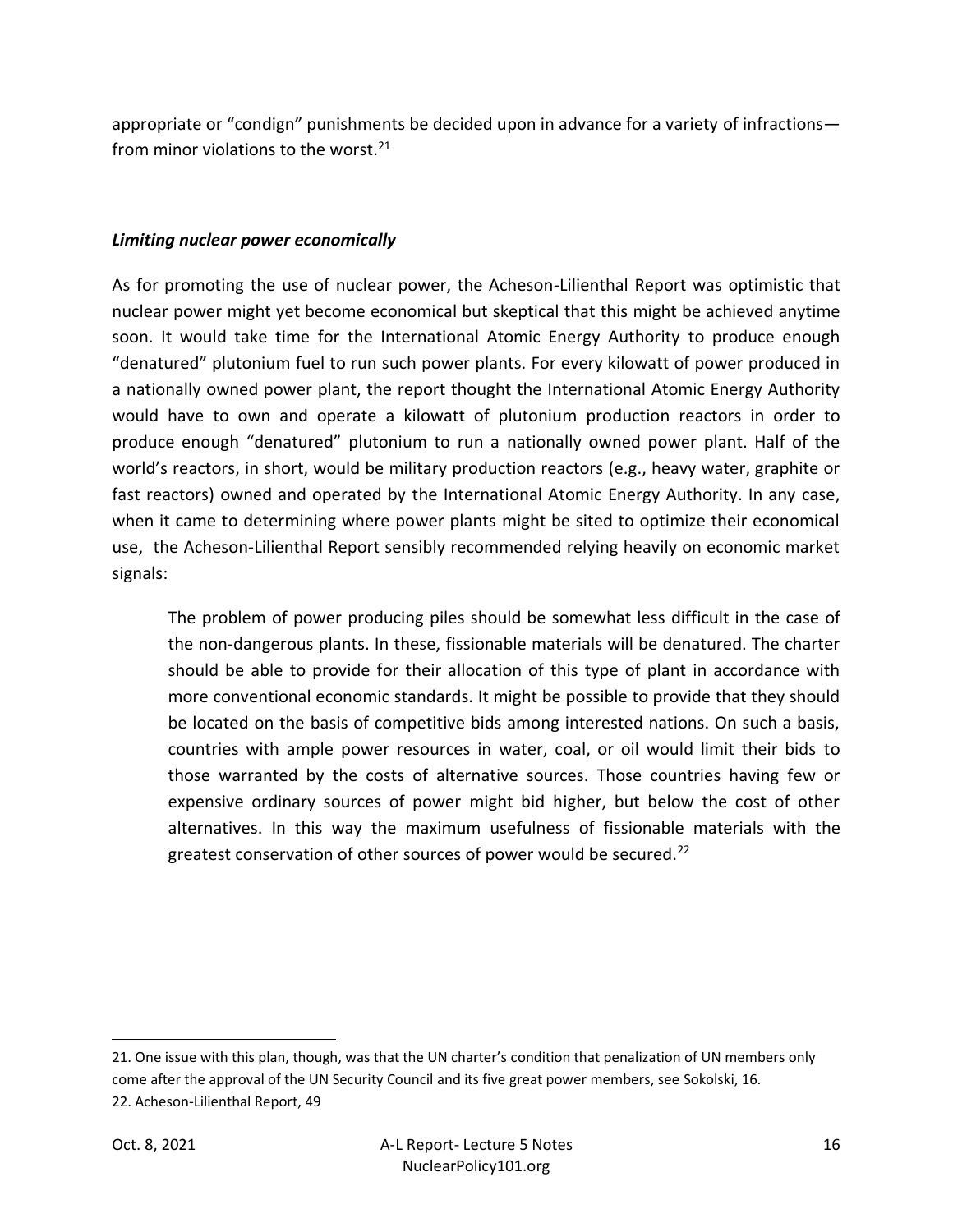appropriate or "condign" punishments be decided upon in advance for a variety of infractions—from minor violations to the worst.[21]

***Limiting nuclear power economically***

As for promoting the use of nuclear power, the Acheson-Lilienthal Report was optimistic that nuclear power might yet become economical but skeptical that this might be achieved anytime soon. It would take time for the International Atomic Energy Authority to produce enough "denatured" plutonium fuel to run such power plants. For every kilowatt of power produced in a nationally owned power plant, the report thought the International Atomic Energy Authority would have to own and operate a kilowatt of plutonium production reactors in order to produce enough "denatured" plutonium to run a nationally owned power plant. Half of the world's reactors, in short, would be military production reactors (e.g., heavy water, graphite or fast reactors) owned and operated by the International Atomic Energy Authority. In any case, when it came to determining where power plants might be sited to optimize their economical use, the Acheson-Lilienthal Report sensibly recommended relying heavily on economic market signals:

> The problem of power producing piles should be somewhat less difficult in the case of the non-dangerous plants. In these, fissionable materials will be denatured. The charter should be able to provide for their allocation of this type of plant in accordance with more conventional economic standards. It might be possible to provide that they should be located on the basis of competitive bids among interested nations. On such a basis, countries with ample power resources in water, coal, or oil would limit their bids to those warranted by the costs of alternative sources. Those countries having few or expensive ordinary sources of power might bid higher, but below the cost of other alternatives. In this way the maximum usefulness of fissionable materials with the greatest conservation of other sources of power would be secured.[22]

---

21. One issue with this plan, though, was that the UN charter's condition that penalization of UN members only come after the approval of the UN Security Council and its five great power members, see Sokolski, 16.

22. Acheson-Lilienthal Report, 49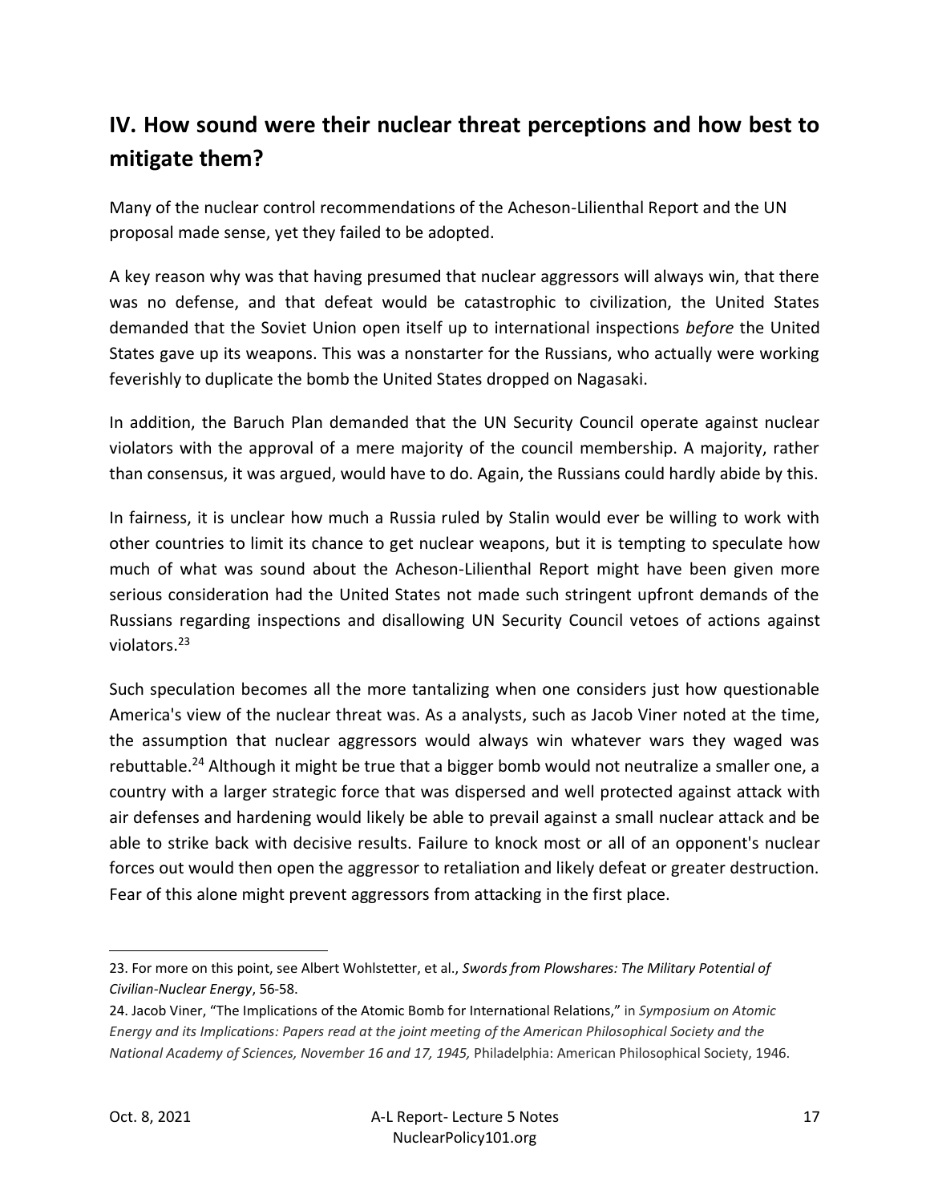## IV. How sound were their nuclear threat perceptions and how best to mitigate them?

Many of the nuclear control recommendations of the Acheson-Lilienthal Report and the UN proposal made sense, yet they failed to be adopted.

A key reason why was that having presumed that nuclear aggressors will always win, that there was no defense, and that defeat would be catastrophic to civilization, the United States demanded that the Soviet Union open itself up to international inspections *before* the United States gave up its weapons. This was a nonstarter for the Russians, who actually were working feverishly to duplicate the bomb the United States dropped on Nagasaki.

In addition, the Baruch Plan demanded that the UN Security Council operate against nuclear violators with the approval of a mere majority of the council membership. A majority, rather than consensus, it was argued, would have to do. Again, the Russians could hardly abide by this.

In fairness, it is unclear how much a Russia ruled by Stalin would ever be willing to work with other countries to limit its chance to get nuclear weapons, but it is tempting to speculate how much of what was sound about the Acheson-Lilienthal Report might have been given more serious consideration had the United States not made such stringent upfront demands of the Russians regarding inspections and disallowing UN Security Council vetoes of actions against violators.[23]

Such speculation becomes all the more tantalizing when one considers just how questionable America's view of the nuclear threat was. As a analysts, such as Jacob Viner noted at the time, the assumption that nuclear aggressors would always win whatever wars they waged was rebuttable.[24] Although it might be true that a bigger bomb would not neutralize a smaller one, a country with a larger strategic force that was dispersed and well protected against attack with air defenses and hardening would likely be able to prevail against a small nuclear attack and be able to strike back with decisive results. Failure to knock most or all of an opponent's nuclear forces out would then open the aggressor to retaliation and likely defeat or greater destruction. Fear of this alone might prevent aggressors from attacking in the first place.

---

23. For more on this point, see Albert Wohlstetter, et al., *Swords from Plowshares: The Military Potential of Civilian-Nuclear Energy*, 56-58.

24. Jacob Viner, "The Implications of the Atomic Bomb for International Relations," in *Symposium on Atomic Energy and its Implications: Papers read at the joint meeting of the American Philosophical Society and the National Academy of Sciences, November 16 and 17, 1945,* Philadelphia: American Philosophical Society, 1946.